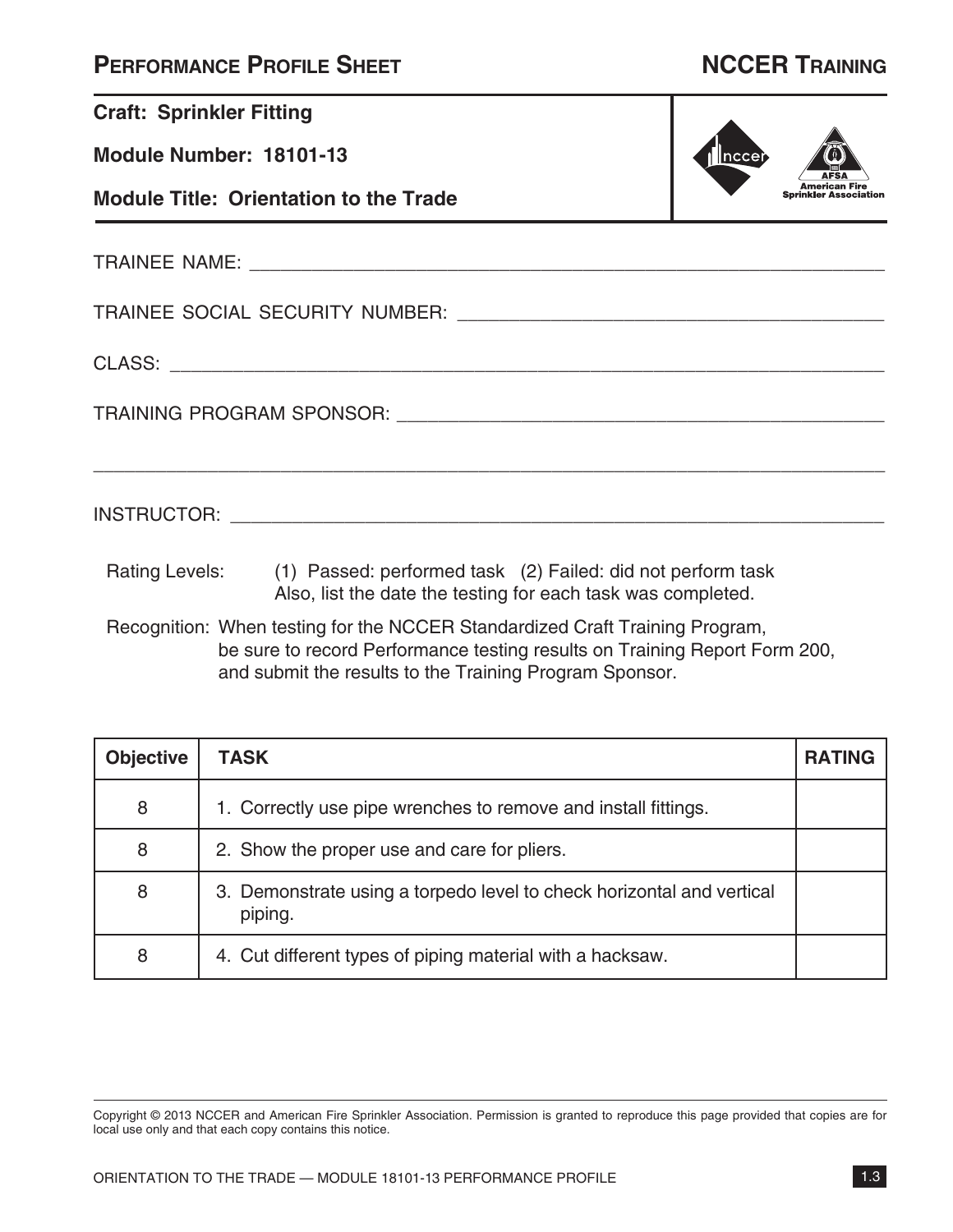# PERFORMANCE PROFILE SHEET

## NCCER TRAINING

**Craft: Sprinkler Fitting**

**Module Number: 18101-13**

**Module Title: Orientation to the Trade**

TRAINEE NAME: ___________________________________________

TRAINEE SOCIAL SECURITY NUMBER: ___________________________________________

CLASS: ___________________________________________

TRAINING PROGRAM SPONSOR: ___________________________________________

___________________________________________

INSTRUCTOR: ___________________________________________

Rating Levels: (1) Passed: performed task (2) Failed: did not perform task
Also, list the date the testing for each task was completed.

Recognition: When testing for the NCCER Standardized Craft Training Program, be sure to record Performance testing results on Training Report Form 200, and submit the results to the Training Program Sponsor.

| Objective | TASK | RATING |
|---|---|---|
| 8 | 1. Correctly use pipe wrenches to remove and install fittings. | |
| 8 | 2. Show the proper use and care for pliers. | |
| 8 | 3. Demonstrate using a torpedo level to check horizontal and vertical piping. | |
| 8 | 4. Cut different types of piping material with a hacksaw. | |

Copyright © 2013 NCCER and American Fire Sprinkler Association. Permission is granted to reproduce this page provided that copies are for local use only and that each copy contains this notice.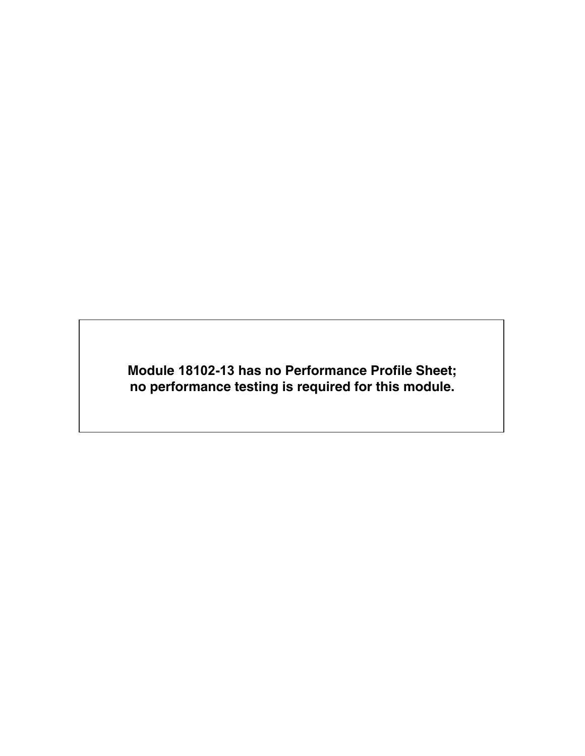**Module 18102-13 has no Performance Profile Sheet;
no performance testing is required for this module.**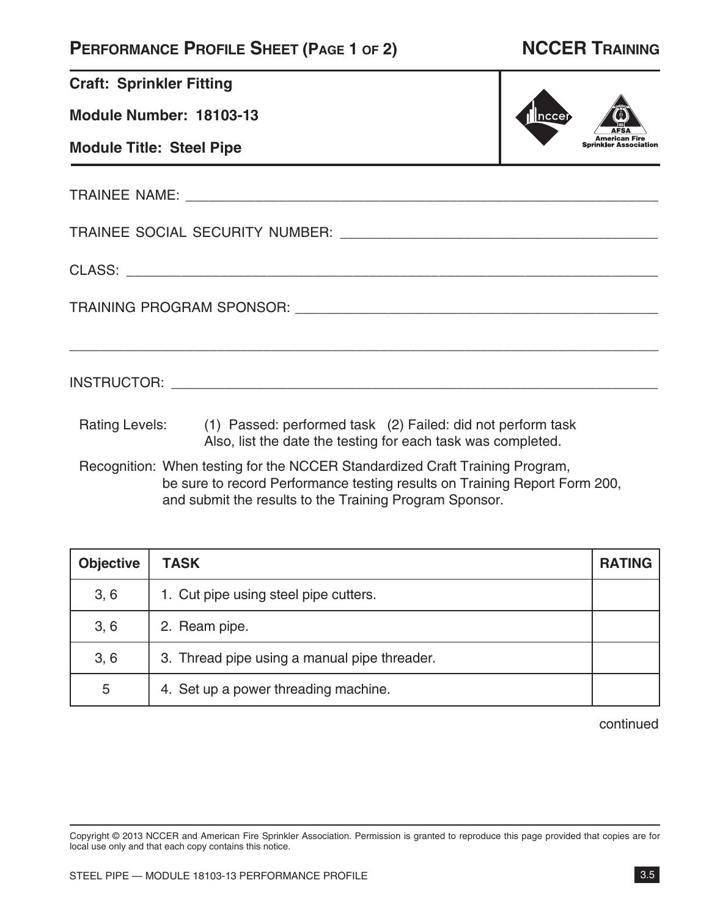## Performance Profile Sheet (Page 1 of 2) — NCCER Training

**Craft: Sprinkler Fitting**

**Module Number: 18103-13**

**Module Title: Steel Pipe**

TRAINEE NAME: ____________________________________________

TRAINEE SOCIAL SECURITY NUMBER: ____________________________

CLASS: ____________________________________________

TRAINING PROGRAM SPONSOR: ____________________________________

____________________________________________

INSTRUCTOR: ____________________________________________

Rating Levels: (1) Passed: performed task (2) Failed: did not perform task
Also, list the date the testing for each task was completed.

Recognition: When testing for the NCCER Standardized Craft Training Program, be sure to record Performance testing results on Training Report Form 200, and submit the results to the Training Program Sponsor.

| Objective | TASK | RATING |
|---|---|---|
| 3, 6 | 1. Cut pipe using steel pipe cutters. | |
| 3, 6 | 2. Ream pipe. | |
| 3, 6 | 3. Thread pipe using a manual pipe threader. | |
| 5 | 4. Set up a power threading machine. | |

continued

Copyright © 2013 NCCER and American Fire Sprinkler Association. Permission is granted to reproduce this page provided that copies are for local use only and that each copy contains this notice.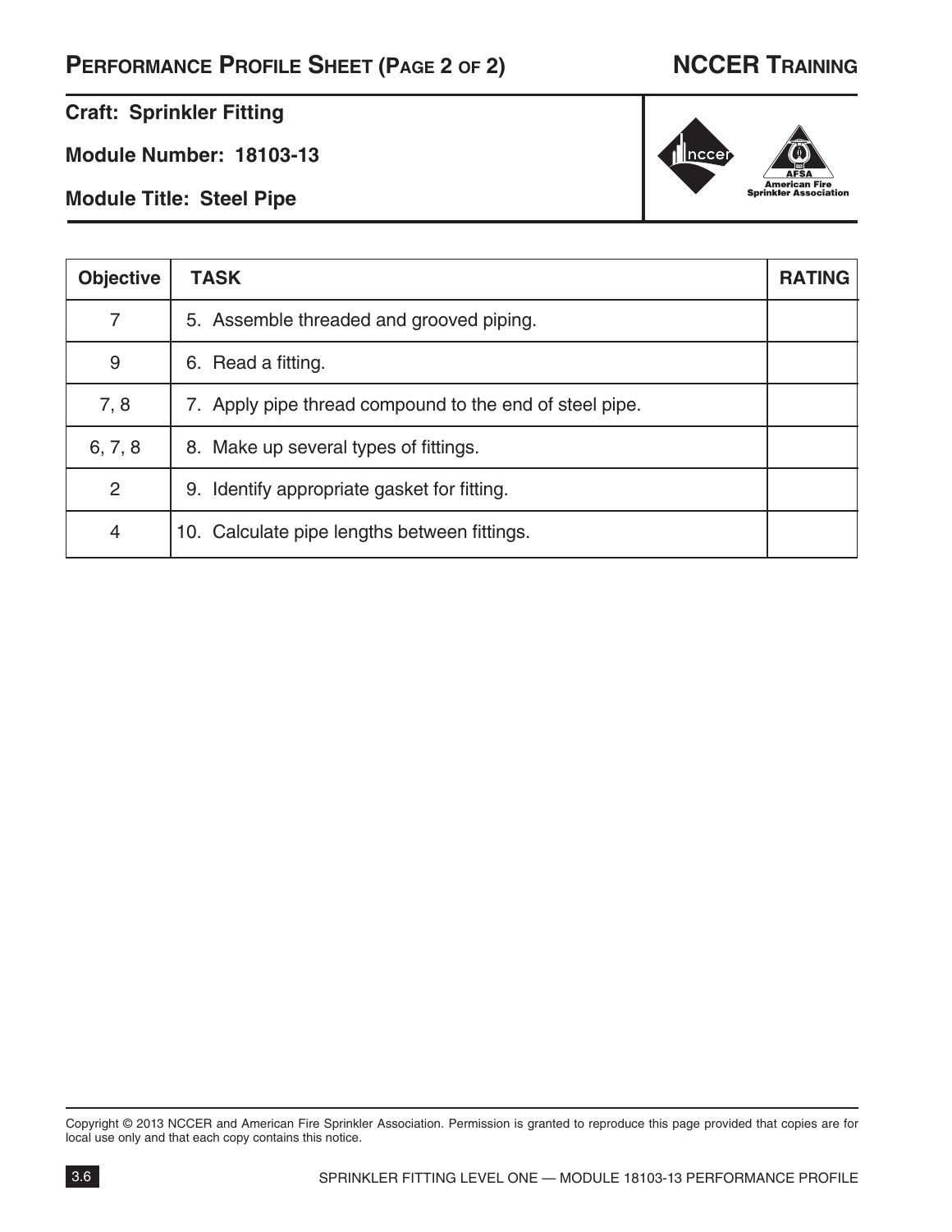# Performance Profile Sheet (Page 2 of 2)

**NCCER Training**

**Craft: Sprinkler Fitting**

**Module Number: 18103-13**

**Module Title: Steel Pipe**

| Objective | TASK | RATING |
|---|---|---|
| 7 | 5. Assemble threaded and grooved piping. | |
| 9 | 6. Read a fitting. | |
| 7, 8 | 7. Apply pipe thread compound to the end of steel pipe. | |
| 6, 7, 8 | 8. Make up several types of fittings. | |
| 2 | 9. Identify appropriate gasket for fitting. | |
| 4 | 10. Calculate pipe lengths between fittings. | |

Copyright © 2013 NCCER and American Fire Sprinkler Association. Permission is granted to reproduce this page provided that copies are for local use only and that each copy contains this notice.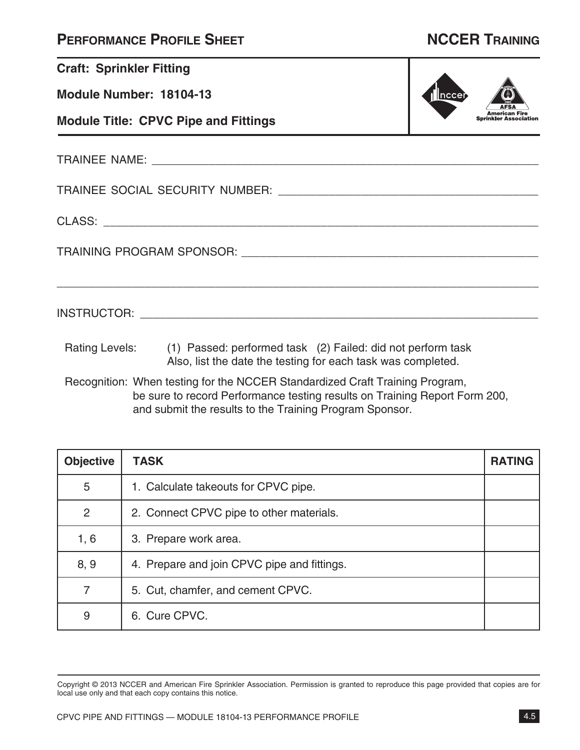# PERFORMANCE PROFILE SHEET

## NCCER TRAINING

**Craft: Sprinkler Fitting**

**Module Number: 18104-13**

**Module Title: CPVC Pipe and Fittings**

TRAINEE NAME: ____________________________________________

TRAINEE SOCIAL SECURITY NUMBER: ____________________________________________

CLASS: ____________________________________________

TRAINING PROGRAM SPONSOR: ____________________________________________

____________________________________________

INSTRUCTOR: ____________________________________________

Rating Levels: (1) Passed: performed task (2) Failed: did not perform task
Also, list the date the testing for each task was completed.

Recognition: When testing for the NCCER Standardized Craft Training Program, be sure to record Performance testing results on Training Report Form 200, and submit the results to the Training Program Sponsor.

| Objective | TASK | RATING |
|---|---|---|
| 5 | 1. Calculate takeouts for CPVC pipe. | |
| 2 | 2. Connect CPVC pipe to other materials. | |
| 1, 6 | 3. Prepare work area. | |
| 8, 9 | 4. Prepare and join CPVC pipe and fittings. | |
| 7 | 5. Cut, chamfer, and cement CPVC. | |
| 9 | 6. Cure CPVC. | |

Copyright © 2013 NCCER and American Fire Sprinkler Association. Permission is granted to reproduce this page provided that copies are for local use only and that each copy contains this notice.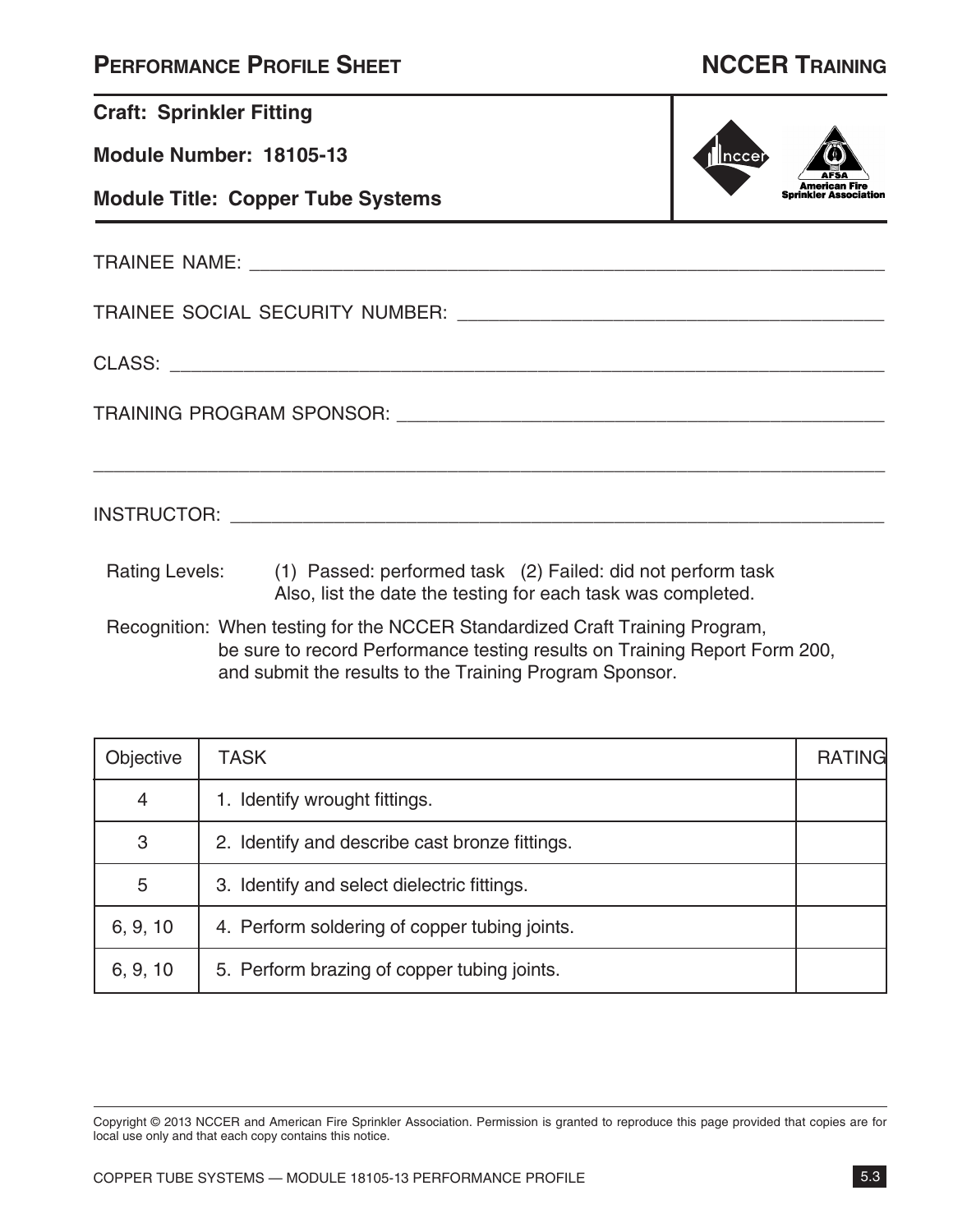# Performance Profile Sheet

## NCCER Training

**Craft: Sprinkler Fitting**

**Module Number: 18105-13**

**Module Title: Copper Tube Systems**

TRAINEE NAME: ____________________________________________

TRAINEE SOCIAL SECURITY NUMBER: ______________________________

CLASS: ____________________________________________________

TRAINING PROGRAM SPONSOR: _________________________________

___________________________________________________________

INSTRUCTOR: _______________________________________________

Rating Levels: (1) Passed: performed task (2) Failed: did not perform task
Also, list the date the testing for each task was completed.

Recognition: When testing for the NCCER Standardized Craft Training Program, be sure to record Performance testing results on Training Report Form 200, and submit the results to the Training Program Sponsor.

| Objective | TASK | RATING |
|---|---|---|
| 4 | 1. Identify wrought fittings. | |
| 3 | 2. Identify and describe cast bronze fittings. | |
| 5 | 3. Identify and select dielectric fittings. | |
| 6, 9, 10 | 4. Perform soldering of copper tubing joints. | |
| 6, 9, 10 | 5. Perform brazing of copper tubing joints. | |

Copyright © 2013 NCCER and American Fire Sprinkler Association. Permission is granted to reproduce this page provided that copies are for local use only and that each copy contains this notice.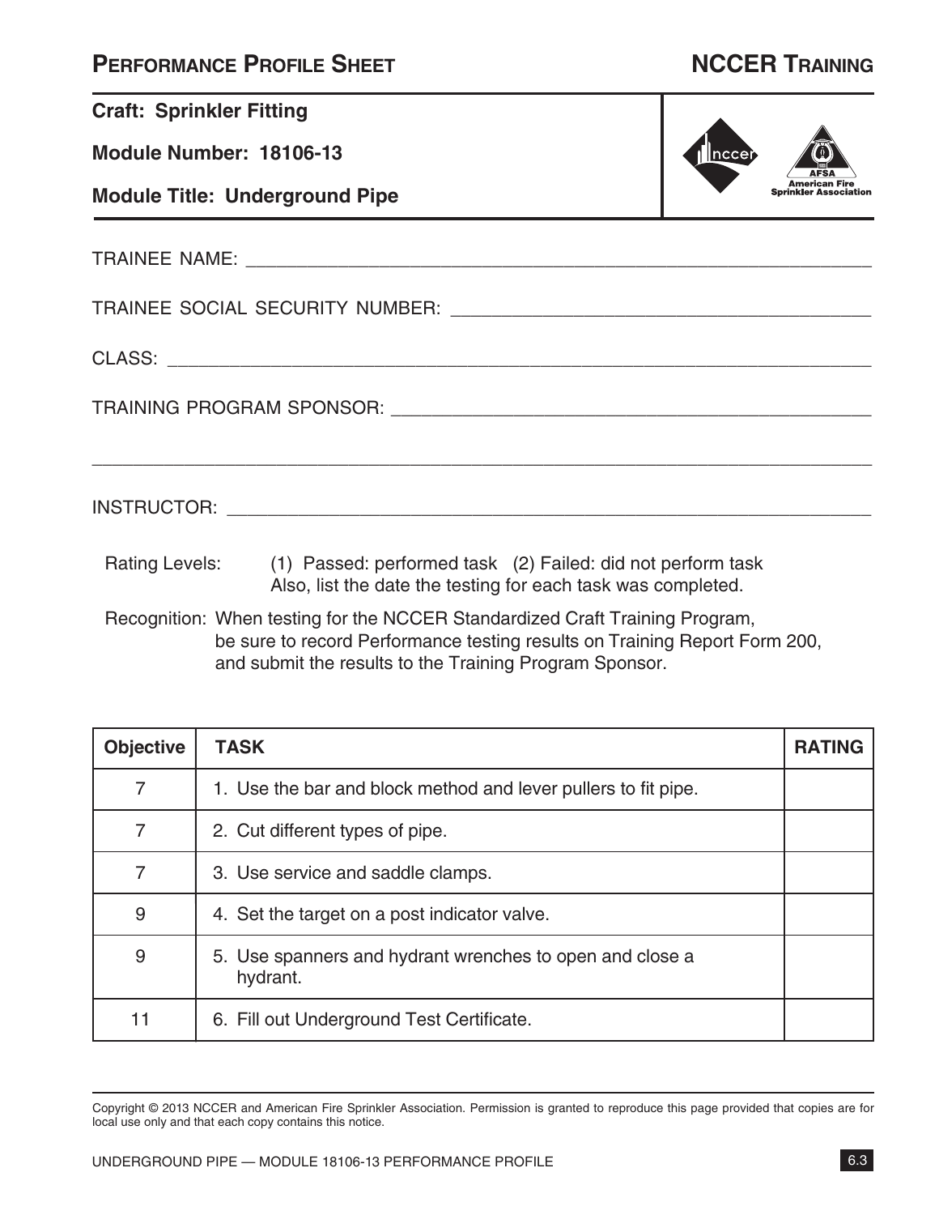# Performance Profile Sheet

## NCCER Training

**Craft: Sprinkler Fitting**

**Module Number: 18106-13**

**Module Title: Underground Pipe**

TRAINEE NAME: ______________________________________________

TRAINEE SOCIAL SECURITY NUMBER: ______________________________________________

CLASS: ______________________________________________

TRAINING PROGRAM SPONSOR: ______________________________________________

______________________________________________

INSTRUCTOR: ______________________________________________

Rating Levels: (1) Passed: performed task (2) Failed: did not perform task
Also, list the date the testing for each task was completed.

Recognition: When testing for the NCCER Standardized Craft Training Program, be sure to record Performance testing results on Training Report Form 200, and submit the results to the Training Program Sponsor.

| Objective | TASK | RATING |
|---|---|---|
| 7 | 1. Use the bar and block method and lever pullers to fit pipe. | |
| 7 | 2. Cut different types of pipe. | |
| 7 | 3. Use service and saddle clamps. | |
| 9 | 4. Set the target on a post indicator valve. | |
| 9 | 5. Use spanners and hydrant wrenches to open and close a hydrant. | |
| 11 | 6. Fill out Underground Test Certificate. | |

Copyright © 2013 NCCER and American Fire Sprinkler Association. Permission is granted to reproduce this page provided that copies are for local use only and that each copy contains this notice.